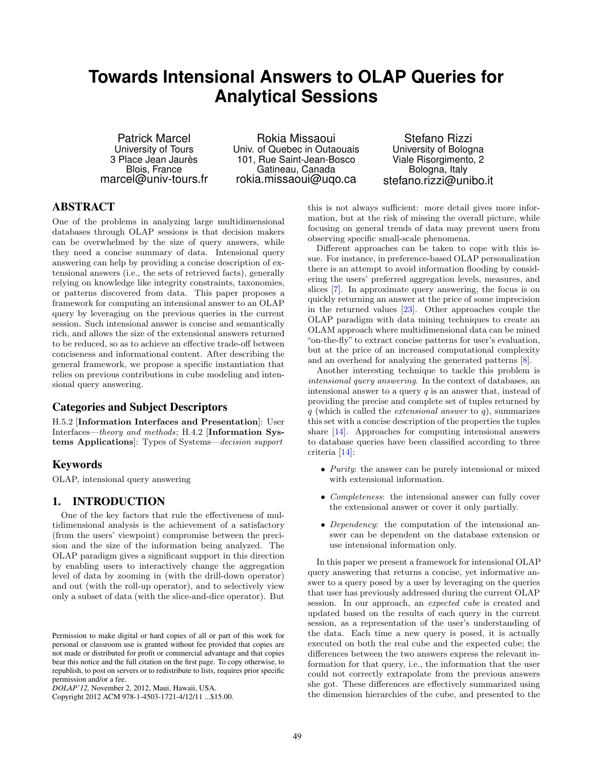# Towards Intensional Answers to OLAP Queries for Analytical Sessions

Patrick Marcel
University of Tours
3 Place Jean Jaurès
Blois, France
marcel@univ-tours.fr

Rokia Missaoui
Univ. of Quebec in Outaouais
101, Rue Saint-Jean-Bosco
Gatineau, Canada
rokia.missaoui@uqo.ca

Stefano Rizzi
University of Bologna
Viale Risorgimento, 2
Bologna, Italy
stefano.rizzi@unibo.it

## ABSTRACT

One of the problems in analyzing large multidimensional databases through OLAP sessions is that decision makers can be overwhelmed by the size of query answers, while they need a concise summary of data. Intensional query answering can help by providing a concise description of extensional answers (i.e., the sets of retrieved facts), generally relying on knowledge like integrity constraints, taxonomies, or patterns discovered from data. This paper proposes a framework for computing an intensional answer to an OLAP query by leveraging on the previous queries in the current session. Such intensional answer is concise and semantically rich, and allows the size of the extensional answers returned to be reduced, so as to achieve an effective trade-off between conciseness and informational content. After describing the general framework, we propose a specific instantiation that relies on previous contributions in cube modeling and intensional query answering.

### Categories and Subject Descriptors

H.5.2 [**Information Interfaces and Presentation**]: User Interfaces—*theory and methods*; H.4.2 [**Information Systems Applications**]: Types of Systems—*decision support*

### Keywords

OLAP, intensional query answering

## 1. INTRODUCTION

One of the key factors that rule the effectiveness of multidimensional analysis is the achievement of a satisfactory (from the users' viewpoint) compromise between the precision and the size of the information being analyzed. The OLAP paradigm gives a significant support in this direction by enabling users to interactively change the aggregation level of data by zooming in (with the drill-down operator) and out (with the roll-up operator), and to selectively view only a subset of data (with the slice-and-dice operator). But this is not always sufficient: more detail gives more information, but at the risk of missing the overall picture, while focusing on general trends of data may prevent users from observing specific small-scale phenomena.

Different approaches can be taken to cope with this issue. For instance, in preference-based OLAP personalization there is an attempt to avoid information flooding by considering the users' preferred aggregation levels, measures, and slices [7]. In approximate query answering, the focus is on quickly returning an answer at the price of some imprecision in the returned values [23]. Other approaches couple the OLAP paradigm with data mining techniques to create an OLAM approach where multidimensional data can be mined "on-the-fly" to extract concise patterns for user's evaluation, but at the price of an increased computational complexity and an overhead for analyzing the generated patterns [8].

Another interesting technique to tackle this problem is *intensional query answering*. In the context of databases, an intensional answer to a query $q$ is an answer that, instead of providing the precise and complete set of tuples returned by $q$ (which is called the *extensional answer* to $q$), summarizes this set with a concise description of the properties the tuples share [14]. Approaches for computing intensional answers to database queries have been classified according to three criteria [14]:

- *Purity*: the answer can be purely intensional or mixed with extensional information.
- *Completeness*: the intensional answer can fully cover the extensional answer or cover it only partially.
- *Dependency*: the computation of the intensional answer can be dependent on the database extension or use intensional information only.

In this paper we present a framework for intensional OLAP query answering that returns a concise, yet informative answer to a query posed by a user by leveraging on the queries that user has previously addressed during the current OLAP session. In our approach, an *expected cube* is created and updated based on the results of each query in the current session, as a representation of the user's understanding of the data. Each time a new query is posed, it is actually executed on both the real cube and the expected cube; the differences between the two answers express the relevant information for that query, i.e., the information that the user could not correctly extrapolate from the previous answers she got. These differences are effectively summarized using the dimension hierarchies of the cube, and presented to the

Permission to make digital or hard copies of all or part of this work for personal or classroom use is granted without fee provided that copies are not made or distributed for profit or commercial advantage and that copies bear this notice and the full citation on the first page. To copy otherwise, to republish, to post on servers or to redistribute to lists, requires prior specific permission and/or a fee.
*DOLAP'12,* November 2, 2012, Maui, Hawaii, USA.
Copyright 2012 ACM 978-1-4503-1721-4/12/11 ...$15.00.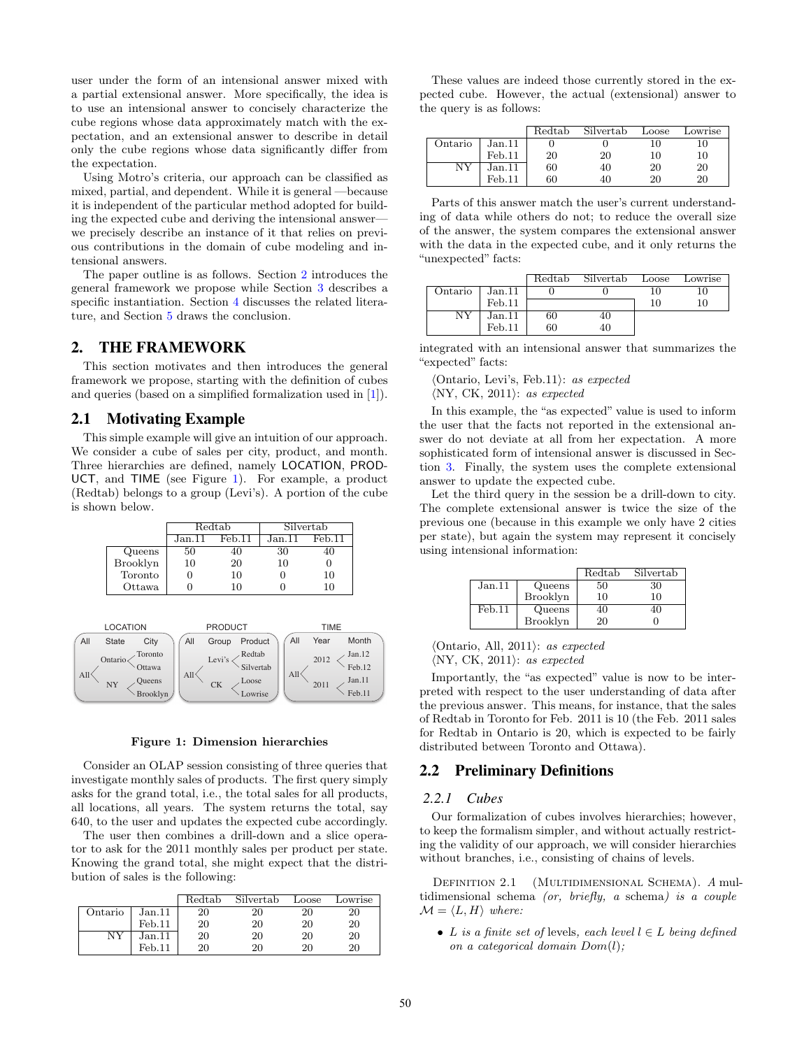user under the form of an intensional answer mixed with a partial extensional answer. More specifically, the idea is to use an intensional answer to concisely characterize the cube regions whose data approximately match with the expectation, and an extensional answer to describe in detail only the cube regions whose data significantly differ from the expectation.

Using Motro's criteria, our approach can be classified as mixed, partial, and dependent. While it is general —because it is independent of the particular method adopted for building the expected cube and deriving the intensional answer— we precisely describe an instance of it that relies on previous contributions in the domain of cube modeling and intensional answers.

The paper outline is as follows. Section 2 introduces the general framework we propose while Section 3 describes a specific instantiation. Section 4 discusses the related literature, and Section 5 draws the conclusion.

## 2. THE FRAMEWORK

This section motivates and then introduces the general framework we propose, starting with the definition of cubes and queries (based on a simplified formalization used in [1]).

### 2.1 Motivating Example

This simple example will give an intuition of our approach. We consider a cube of sales per city, product, and month. Three hierarchies are defined, namely LOCATION, PRODUCT, and TIME (see Figure 1). For example, a product (Redtab) belongs to a group (Levi's). A portion of the cube is shown below.

| | Redtab | | Silvertab | |
|---|---|---|---|---|
| | Jan.11 | Feb.11 | Jan.11 | Feb.11 |
| Queens | 50 | 40 | 30 | 40 |
| Brooklyn | 10 | 20 | 10 | 0 |
| Toronto | 0 | 10 | 0 | 10 |
| Ottawa | 0 | 10 | 0 | 10 |

| LOCATION | | | PRODUCT | | | TIME | | |
|---|---|---|---|---|---|---|---|---|
| All | State | City | All | Group | Product | All | Year | Month |
| All | Ontario | Toronto | All | Levi's | Redtab | All | 2012 | Jan.12 |
| | | Ottawa | | | Silvertab | | | Feb.12 |
| | NY | Queens | | CK | Loose | | 2011 | Jan.11 |
| | | Brooklyn | | | Lowrise | | | Feb.11 |

**Figure 1: Dimension hierarchies**

Consider an OLAP session consisting of three queries that investigate monthly sales of products. The first query simply asks for the grand total, i.e., the total sales for all products, all locations, all years. The system returns the total, say 640, to the user and updates the expected cube accordingly.

The user then combines a drill-down and a slice operator to ask for the 2011 monthly sales per product per state. Knowing the grand total, she might expect that the distribution of sales is the following:

| | | Redtab | Silvertab | Loose | Lowrise |
|---|---|---|---|---|---|
| Ontario | Jan.11 | 20 | 20 | 20 | 20 |
| | Feb.11 | 20 | 20 | 20 | 20 |
| NY | Jan.11 | 20 | 20 | 20 | 20 |
| | Feb.11 | 20 | 20 | 20 | 20 |

These values are indeed those currently stored in the expected cube. However, the actual (extensional) answer to the query is as follows:

| | | Redtab | Silvertab | Loose | Lowrise |
|---|---|---|---|---|---|
| Ontario | Jan.11 | 0 | 0 | 10 | 10 |
| | Feb.11 | 20 | 20 | 10 | 10 |
| NY | Jan.11 | 60 | 40 | 20 | 20 |
| | Feb.11 | 60 | 40 | 20 | 20 |

Parts of this answer match the user's current understanding of data while others do not; to reduce the overall size of the answer, the system compares the extensional answer with the data in the expected cube, and it only returns the "unexpected" facts:

| | | Redtab | Silvertab | Loose | Lowrise |
|---|---|---|---|---|---|
| Ontario | Jan.11 | 0 | 0 | 10 | 10 |
| | Feb.11 | | | 10 | 10 |
| NY | Jan.11 | 60 | 40 | | |
| | Feb.11 | 60 | 40 | | |

integrated with an intensional answer that summarizes the "expected" facts:

⟨Ontario, Levi's, Feb.11⟩: *as expected*
⟨NY, CK, 2011⟩: *as expected*

In this example, the "as expected" value is used to inform the user that the facts not reported in the extensional answer do not deviate at all from her expectation. A more sophisticated form of intensional answer is discussed in Section 3. Finally, the system uses the complete extensional answer to update the expected cube.

Let the third query in the session be a drill-down to city. The complete extensional answer is twice the size of the previous one (because in this example we only have 2 cities per state), but again the system may represent it concisely using intensional information:

| | | Redtab | Silvertab |
|---|---|---|---|
| Jan.11 | Queens | 50 | 30 |
| | Brooklyn | 10 | 10 |
| Feb.11 | Queens | 40 | 40 |
| | Brooklyn | 20 | 0 |

⟨Ontario, All, 2011⟩: *as expected*
⟨NY, CK, 2011⟩: *as expected*

Importantly, the "as expected" value is now to be interpreted with respect to the user understanding of data after the previous answer. This means, for instance, that the sales of Redtab in Toronto for Feb. 2011 is 10 (the Feb. 2011 sales for Redtab in Ontario is 20, which is expected to be fairly distributed between Toronto and Ottawa).

### 2.2 Preliminary Definitions

#### 2.2.1 Cubes

Our formalization of cubes involves hierarchies; however, to keep the formalism simpler, and without actually restricting the validity of our approach, we will consider hierarchies without branches, i.e., consisting of chains of levels.

Definition 2.1 (Multidimensional Schema). *A multidimensional schema (or, briefly, a* schema*) is a couple* $\mathcal{M} = \langle L, H \rangle$ *where:*

- $L$ *is a finite set of* levels*, each level* $l \in L$ *being defined on a categorical domain* $Dom(l)$*;*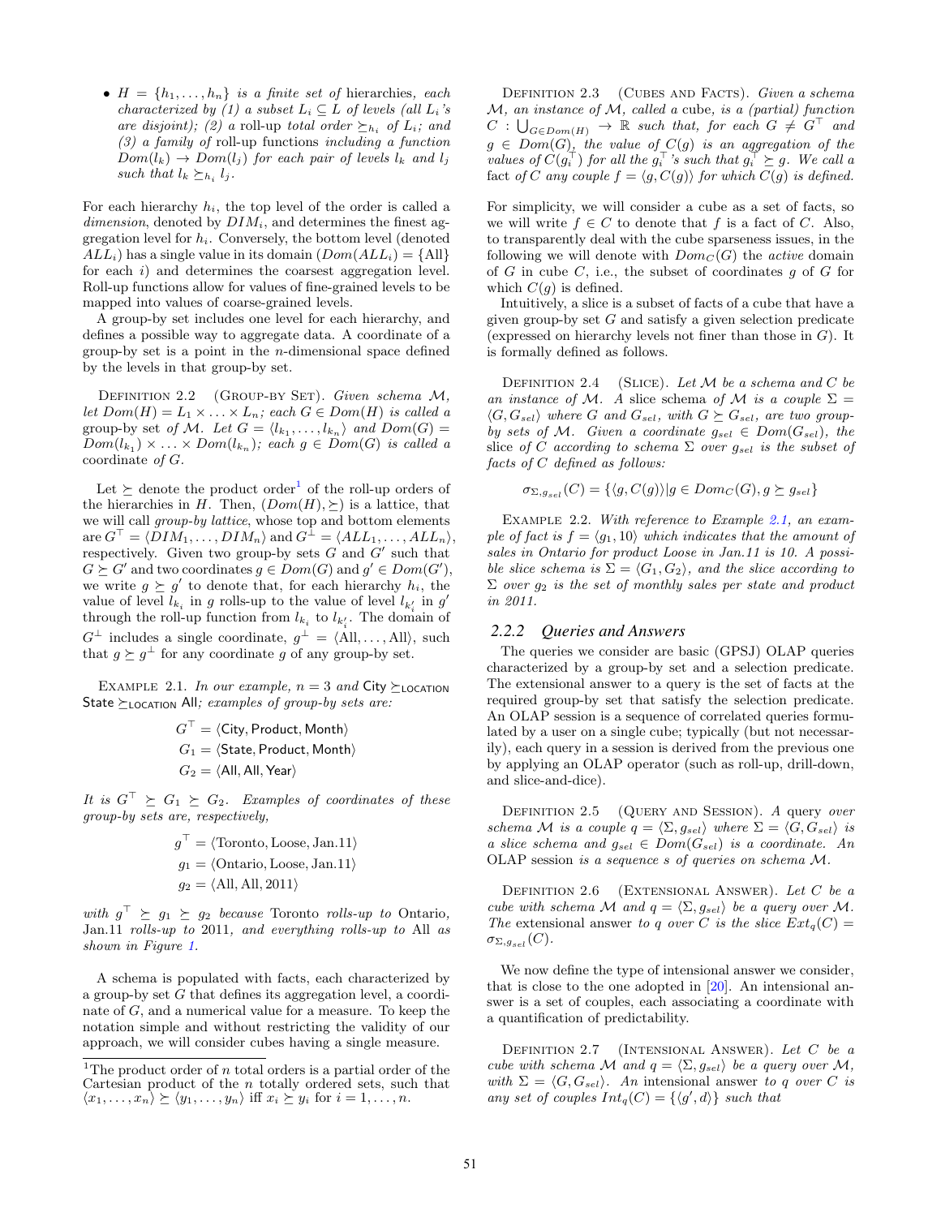- $H = \{h_1, \ldots, h_n\}$ *is a finite set of* hierarchies*, each characterized by (1) a subset $L_i \subseteq L$ of levels (all $L_i$'s are disjoint); (2) a* roll-up *total order $\succeq_{h_i}$ of $L_i$; and (3) a family of* roll-up *functions including a function $Dom(l_k) \to Dom(l_j)$ for each pair of levels $l_k$ and $l_j$ such that $l_k \succeq_{h_i} l_j$.*

For each hierarchy $h_i$, the top level of the order is called a *dimension*, denoted by $DIM_i$, and determines the finest aggregation level for $h_i$. Conversely, the bottom level (denoted $ALL_i$) has a single value in its domain ($Dom(ALL_i) = \{\text{All}\}$ for each $i$) and determines the coarsest aggregation level. Roll-up functions allow for values of fine-grained levels to be mapped into values of coarse-grained levels.

A group-by set includes one level for each hierarchy, and defines a possible way to aggregate data. A coordinate of a group-by set is a point in the $n$-dimensional space defined by the levels in that group-by set.

Definition 2.2 (Group-by Set). *Given schema $\mathcal{M}$, let $Dom(H) = L_1 \times \ldots \times L_n$; each $G \in Dom(H)$ is called a* group-by set *of $\mathcal{M}$. Let $G = \langle l_{k_1}, \ldots, l_{k_n} \rangle$ and $Dom(G) = Dom(l_{k_1}) \times \ldots \times Dom(l_{k_n})$; each $g \in Dom(G)$ is called a* coordinate *of $G$.*

Let $\succeq$ denote the product order[1] of the roll-up orders of the hierarchies in $H$. Then, $(Dom(H), \succeq)$ is a lattice, that we will call *group-by lattice*, whose top and bottom elements are $G^\top = \langle DIM_1, \ldots, DIM_n \rangle$ and $G^\bot = \langle ALL_1, \ldots, ALL_n \rangle$, respectively. Given two group-by sets $G$ and $G'$ such that $G \succeq G'$ and two coordinates $g \in Dom(G)$ and $g' \in Dom(G')$, we write $g \succeq g'$ to denote that, for each hierarchy $h_i$, the value of level $l_{k_i}$ in $g$ rolls-up to the value of level $l_{k'_i}$ in $g'$ through the roll-up function from $l_{k_i}$ to $l_{k'_i}$. The domain of $G^\bot$ includes a single coordinate, $g^\bot = \langle \text{All}, \ldots, \text{All} \rangle$, such that $g \succeq g^\bot$ for any coordinate $g$ of any group-by set.

Example 2.1. *In our example, $n = 3$ and* $\mathsf{City} \succeq_{\mathsf{LOCATION}} \mathsf{State} \succeq_{\mathsf{LOCATION}} \mathsf{All}$*; examples of group-by sets are:*

$$G^\top = \langle \mathsf{City}, \mathsf{Product}, \mathsf{Month} \rangle$$
$$G_1 = \langle \mathsf{State}, \mathsf{Product}, \mathsf{Month} \rangle$$
$$G_2 = \langle \mathsf{All}, \mathsf{All}, \mathsf{Year} \rangle$$

*It is $G^\top \succeq G_1 \succeq G_2$. Examples of coordinates of these group-by sets are, respectively,*

$$g^\top = \langle \text{Toronto}, \text{Loose}, \text{Jan.11} \rangle$$
$$g_1 = \langle \text{Ontario}, \text{Loose}, \text{Jan.11} \rangle$$
$$g_2 = \langle \text{All}, \text{All}, 2011 \rangle$$

*with $g^\top \succeq g_1 \succeq g_2$ because* Toronto *rolls-up to* Ontario*,* Jan.11 *rolls-up to* 2011*, and everything rolls-up to* All *as shown in Figure 1.*

A schema is populated with facts, each characterized by a group-by set $G$ that defines its aggregation level, a coordinate of $G$, and a numerical value for a measure. To keep the notation simple and without restricting the validity of our approach, we will consider cubes having a single measure.

[1] The product order of $n$ total orders is a partial order of the Cartesian product of the $n$ totally ordered sets, such that $\langle x_1, \ldots, x_n \rangle \succeq \langle y_1, \ldots, y_n \rangle$ iff $x_i \succeq y_i$ for $i = 1, \ldots, n$.

Definition 2.3 (Cubes and Facts). *Given a schema $\mathcal{M}$, an instance of $\mathcal{M}$, called a* cube*, is a (partial) function $C : \bigcup_{G \in Dom(H)} \to \mathbb{R}$ such that, for each $G \neq G^\top$ and $g \in Dom(G)$, the value of $C(g)$ is an aggregation of the values of $C(g_i^\top)$ for all the $g_i^\top$'s such that $g_i^\top \succeq g$. We call a* fact *of $C$ any couple $f = \langle g, C(g) \rangle$ for which $C(g)$ is defined.*

For simplicity, we will consider a cube as a set of facts, so we will write $f \in C$ to denote that $f$ is a fact of $C$. Also, to transparently deal with the cube sparseness issues, in the following we will denote with $Dom_C(G)$ the *active* domain of $G$ in cube $C$, i.e., the subset of coordinates $g$ of $G$ for which $C(g)$ is defined.

Intuitively, a slice is a subset of facts of a cube that have a given group-by set $G$ and satisfy a given selection predicate (expressed on hierarchy levels not finer than those in $G$). It is formally defined as follows.

Definition 2.4 (Slice). *Let $\mathcal{M}$ be a schema and $C$ be an instance of $\mathcal{M}$. A* slice schema *of $\mathcal{M}$ is a couple $\Sigma = \langle G, G_{sel} \rangle$ where $G$ and $G_{sel}$, with $G \succeq G_{sel}$, are two group-by sets of $\mathcal{M}$. Given a coordinate $g_{sel} \in Dom(G_{sel})$, the* slice *of $C$ according to schema $\Sigma$ over $g_{sel}$ is the subset of facts of $C$ defined as follows:*

$$\sigma_{\Sigma, g_{sel}}(C) = \{\langle g, C(g) \rangle | g \in Dom_C(G), g \succeq g_{sel}\}$$

Example 2.2. *With reference to Example 2.1, an example of fact is $f = \langle g_1, 10 \rangle$ which indicates that the amount of sales in Ontario for product Loose in Jan.11 is 10. A possible slice schema is $\Sigma = \langle G_1, G_2 \rangle$, and the slice according to $\Sigma$ over $g_2$ is the set of monthly sales per state and product in 2011.*

### 2.2.2 Queries and Answers

The queries we consider are basic (GPSJ) OLAP queries characterized by a group-by set and a selection predicate. The extensional answer to a query is the set of facts at the required group-by set that satisfy the selection predicate. An OLAP session is a sequence of correlated queries formulated by a user on a single cube; typically (but not necessarily), each query in a session is derived from the previous one by applying an OLAP operator (such as roll-up, drill-down, and slice-and-dice).

Definition 2.5 (Query and Session). *A* query *over schema $\mathcal{M}$ is a couple $q = \langle \Sigma, g_{sel} \rangle$ where $\Sigma = \langle G, G_{sel} \rangle$ is a slice schema and $g_{sel} \in Dom(G_{sel})$ is a coordinate. An* OLAP session *is a sequence $s$ of queries on schema $\mathcal{M}$.*

Definition 2.6 (Extensional Answer). *Let $C$ be a cube with schema $\mathcal{M}$ and $q = \langle \Sigma, g_{sel} \rangle$ be a query over $\mathcal{M}$. The* extensional answer *to $q$ over $C$ is the slice $Ext_q(C) = \sigma_{\Sigma, g_{sel}}(C)$.*

We now define the type of intensional answer we consider, that is close to the one adopted in [20]. An intensional answer is a set of couples, each associating a coordinate with a quantification of predictability.

Definition 2.7 (Intensional Answer). *Let $C$ be a cube with schema $\mathcal{M}$ and $q = \langle \Sigma, g_{sel} \rangle$ be a query over $\mathcal{M}$, with $\Sigma = \langle G, G_{sel} \rangle$. An* intensional answer *to $q$ over $C$ is any set of couples $Int_q(C) = \{\langle g', d \rangle\}$ such that*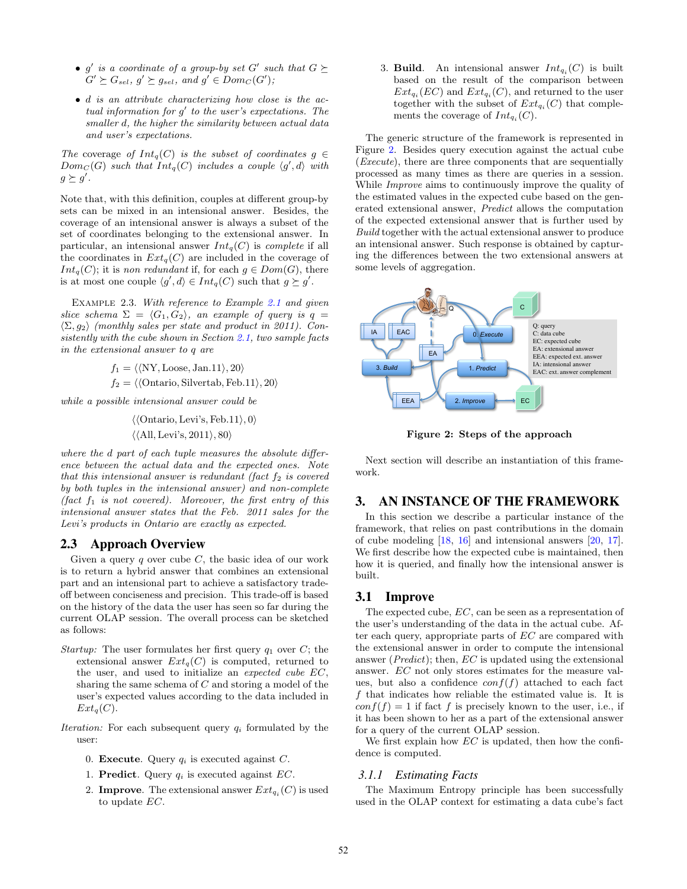- $g'$ *is a coordinate of a group-by set* $G'$ *such that* $G \succeq G' \succeq G_{sel}$, $g' \succeq g_{sel}$, *and* $g' \in Dom_C(G')$;
- $d$ *is an attribute characterizing how close is the actual information for* $g'$ *to the user's expectations. The smaller* $d$, *the higher the similarity between actual data and user's expectations.*

*The* coverage *of* $Int_q(C)$ *is the subset of coordinates* $g \in Dom_C(G)$ *such that* $Int_q(C)$ *includes a couple* $\langle g', d \rangle$ *with* $g \succeq g'$.

Note that, with this definition, couples at different group-by sets can be mixed in an intensional answer. Besides, the coverage of an intensional answer is always a subset of the set of coordinates belonging to the extensional answer. In particular, an intensional answer $Int_q(C)$ is *complete* if all the coordinates in $Ext_q(C)$ are included in the coverage of $Int_q(C)$; it is *non redundant* if, for each $g \in Dom(G)$, there is at most one couple $\langle g', d \rangle \in Int_q(C)$ such that $g \succeq g'$.

Example 2.3. *With reference to Example 2.1 and given slice schema* $\Sigma = \langle G_1, G_2 \rangle$, *an example of query is* $q = \langle \Sigma, g_2 \rangle$ *(monthly sales per state and product in 2011). Consistently with the cube shown in Section 2.1, two sample facts in the extensional answer to* $q$ *are*

$$f_1 = \langle\langle \text{NY, Loose, Jan.11} \rangle, 20\rangle$$
$$f_2 = \langle\langle \text{Ontario, Silvertab, Feb.11} \rangle, 20\rangle$$

*while a possible intensional answer could be*

$$\langle\langle \text{Ontario, Levi's, Feb.11} \rangle, 0\rangle$$
$$\langle\langle \text{All, Levi's, 2011} \rangle, 80\rangle$$

*where the* $d$ *part of each tuple measures the absolute difference between the actual data and the expected ones. Note that this intensional answer is redundant (fact* $f_2$ *is covered by both tuples in the intensional answer) and non-complete (fact* $f_1$ *is not covered). Moreover, the first entry of this intensional answer states that the Feb. 2011 sales for the Levi's products in Ontario are exactly as expected.*

## 2.3 Approach Overview

Given a query $q$ over cube $C$, the basic idea of our work is to return a hybrid answer that combines an extensional part and an intensional part to achieve a satisfactory trade-off between conciseness and precision. This trade-off is based on the history of the data the user has seen so far during the current OLAP session. The overall process can be sketched as follows:

*Startup:* The user formulates her first query $q_1$ over $C$; the extensional answer $Ext_q(C)$ is computed, returned to the user, and used to initialize an *expected cube* $EC$, sharing the same schema of $C$ and storing a model of the user's expected values according to the data included in $Ext_q(C)$.

*Iteration:* For each subsequent query $q_i$ formulated by the user:

0. **Execute**. Query $q_i$ is executed against $C$.
1. **Predict**. Query $q_i$ is executed against $EC$.
2. **Improve**. The extensional answer $Ext_{q_i}(C)$ is used to update $EC$.
3. **Build**. An intensional answer $Int_{q_i}(C)$ is built based on the result of the comparison between $Ext_{q_i}(EC)$ and $Ext_{q_i}(C)$, and returned to the user together with the subset of $Ext_{q_i}(C)$ that complements the coverage of $Int_{q_i}(C)$.

The generic structure of the framework is represented in Figure 2. Besides query execution against the actual cube (*Execute*), there are three components that are sequentially processed as many times as there are queries in a session. While *Improve* aims to continuously improve the quality of the estimated values in the expected cube based on the generated extensional answer, *Predict* allows the computation of the expected extensional answer that is further used by *Build* together with the actual extensional answer to produce an intensional answer. Such response is obtained by capturing the differences between the two extensional answers at some levels of aggregation.

Figure 2: Steps of the approach

Next section will describe an instantiation of this framework.

## 3. AN INSTANCE OF THE FRAMEWORK

In this section we describe a particular instance of the framework, that relies on past contributions in the domain of cube modeling [18, 16] and intensional answers [20, 17]. We first describe how the expected cube is maintained, then how it is queried, and finally how the intensional answer is built.

### 3.1 Improve

The expected cube, $EC$, can be seen as a representation of the user's understanding of the data in the actual cube. After each query, appropriate parts of $EC$ are compared with the extensional answer in order to compute the intensional answer (*Predict*); then, $EC$ is updated using the extensional answer. $EC$ not only stores estimates for the measure values, but also a confidence $conf(f)$ attached to each fact $f$ that indicates how reliable the estimated value is. It is $conf(f) = 1$ if fact $f$ is precisely known to the user, i.e., if it has been shown to her as a part of the extensional answer for a query of the current OLAP session.

We first explain how $EC$ is updated, then how the confidence is computed.

#### 3.1.1 Estimating Facts

The Maximum Entropy principle has been successfully used in the OLAP context for estimating a data cube's fact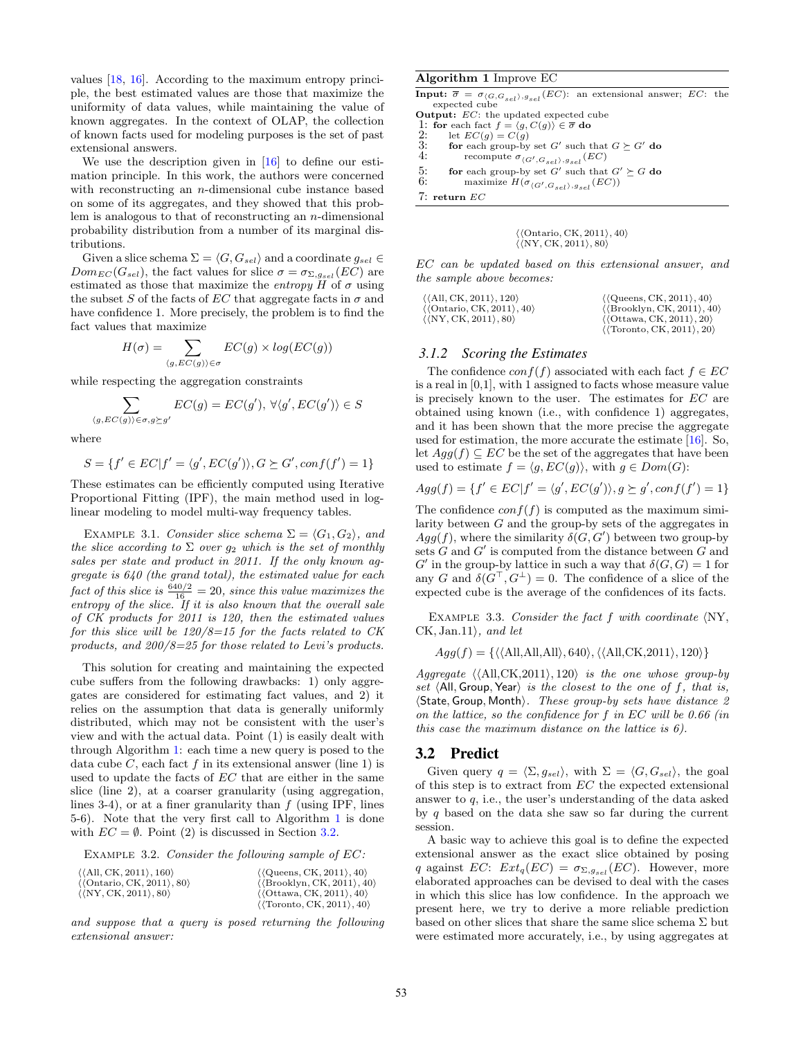values [18, 16]. According to the maximum entropy principle, the best estimated values are those that maximize the uniformity of data values, while maintaining the value of known aggregates. In the context of OLAP, the collection of known facts used for modeling purposes is the set of past extensional answers.

We use the description given in [16] to define our estimation principle. In this work, the authors were concerned with reconstructing an $n$-dimensional cube instance based on some of its aggregates, and they showed that this problem is analogous to that of reconstructing an $n$-dimensional probability distribution from a number of its marginal distributions.

Given a slice schema $\Sigma = \langle G, G_{sel}\rangle$ and a coordinate $g_{sel} \in Dom_{EC}(G_{sel})$, the fact values for slice $\sigma = \sigma_{\Sigma, g_{sel}}(EC)$ are estimated as those that maximize the *entropy* $H$ of $\sigma$ using the subset $S$ of the facts of $EC$ that aggregate facts in $\sigma$ and have confidence 1. More precisely, the problem is to find the fact values that maximize

$$H(\sigma) = \sum_{\langle g, EC(g)\rangle \in \sigma} EC(g) \times log(EC(g))$$

while respecting the aggregation constraints

$$\sum_{\langle g, EC(g)\rangle \in \sigma, g \succeq g'} EC(g) = EC(g'), \; \forall \langle g', EC(g')\rangle \in S$$

where

$$S = \{f' \in EC | f' = \langle g', EC(g')\rangle, G \succeq G', conf(f') = 1\}$$

These estimates can be efficiently computed using Iterative Proportional Fitting (IPF), the main method used in log-linear modeling to model multi-way frequency tables.

Example 3.1. *Consider slice schema $\Sigma = \langle G_1, G_2\rangle$, and the slice according to $\Sigma$ over $g_2$ which is the set of monthly sales per state and product in 2011. If the only known aggregate is 640 (the grand total), the estimated value for each fact of this slice is $\frac{640/2}{16} = 20$, since this value maximizes the entropy of the slice. If it is also known that the overall sale of CK products for 2011 is 120, then the estimated values for this slice will be 120/8=15 for the facts related to CK products, and 200/8=25 for those related to Levi's products.*

This solution for creating and maintaining the expected cube suffers from the following drawbacks: 1) only aggregates are considered for estimating fact values, and 2) it relies on the assumption that data is generally uniformly distributed, which may not be consistent with the user's view and with the actual data. Point (1) is easily dealt with through Algorithm 1: each time a new query is posed to the data cube $C$, each fact $f$ in its extensional answer (line 1) is used to update the facts of $EC$ that are either in the same slice (line 2), at a coarser granularity (using aggregation, lines 3-4), or at a finer granularity than $f$ (using IPF, lines 5-6). Note that the very first call to Algorithm 1 is done with $EC = \emptyset$. Point (2) is discussed in Section 3.2.

Example 3.2. *Consider the following sample of EC:*

⟨⟨All, CK, 2011⟩, 160⟩
⟨⟨Ontario, CK, 2011⟩, 80⟩
⟨⟨NY, CK, 2011⟩, 80⟩
⟨⟨Queens, CK, 2011⟩, 40⟩
⟨⟨Brooklyn, CK, 2011⟩, 40⟩
⟨⟨Ottawa, CK, 2011⟩, 40⟩
⟨⟨Toronto, CK, 2011⟩, 40⟩

*and suppose that a query is posed returning the following extensional answer:*

⟨⟨Ontario, CK, 2011⟩, 40⟩
⟨⟨NY, CK, 2011⟩, 80⟩

*EC can be updated based on this extensional answer, and the sample above becomes:*

⟨⟨All, CK, 2011⟩, 120⟩
⟨⟨Ontario, CK, 2011⟩, 40⟩
⟨⟨NY, CK, 2011⟩, 80⟩
⟨⟨Queens, CK, 2011⟩, 40⟩
⟨⟨Brooklyn, CK, 2011⟩, 40⟩
⟨⟨Ottawa, CK, 2011⟩, 20⟩
⟨⟨Toronto, CK, 2011⟩, 20⟩

**Algorithm 1** Improve EC

```
Input: σ̄ = σ_{⟨G,G_sel⟩,g_sel}(EC): an extensional answer; EC: the expected cube
Output: EC: the updated expected cube
1: for each fact f = ⟨g, C(g)⟩ ∈ σ̄ do
2:     let EC(g) = C(g)
3:     for each group-by set G' such that G ⪰ G' do
4:         recompute σ_{⟨G',G_sel⟩,g_sel}(EC)
5:     for each group-by set G' such that G' ⪰ G do
6:         maximize H(σ_{⟨G',G_sel⟩,g_sel}(EC))
7: return EC
```

### 3.1.2 Scoring the Estimates

The confidence $conf(f)$ associated with each fact $f \in EC$ is a real in [0,1], with 1 assigned to facts whose measure value is precisely known to the user. The estimates for $EC$ are obtained using known (i.e., with confidence 1) aggregates, and it has been shown that the more precise the aggregate used for estimation, the more accurate the estimate [16]. So, let $Agg(f) \subseteq EC$ be the set of the aggregates that have been used to estimate $f = \langle g, EC(g)\rangle$, with $g \in Dom(G)$:

$$Agg(f) = \{f' \in EC | f' = \langle g', EC(g')\rangle, g \succeq g', conf(f') = 1\}$$

The confidence $conf(f)$ is computed as the maximum similarity between $G$ and the group-by sets of the aggregates in $Agg(f)$, where the similarity $\delta(G, G')$ between two group-by sets $G$ and $G'$ is computed from the distance between $G$ and $G'$ in the group-by lattice in such a way that $\delta(G, G) = 1$ for any $G$ and $\delta(G^\top, G^\perp) = 0$. The confidence of a slice of the expected cube is the average of the confidences of its facts.

Example 3.3. *Consider the fact $f$ with coordinate ⟨NY, CK, Jan.11⟩, and let*

$$Agg(f) = \{\langle\langle \text{All,All,All}\rangle, 640\rangle, \langle\langle \text{All,CK,2011}\rangle, 120\rangle\}$$

*Aggregate ⟨⟨All,CK,2011⟩, 120⟩ is the one whose group-by set ⟨All, Group, Year⟩ is the closest to the one of $f$, that is, ⟨State, Group, Month⟩. These group-by sets have distance 2 on the lattice, so the confidence for $f$ in EC will be 0.66 (in this case the maximum distance on the lattice is 6).*

## 3.2 Predict

Given query $q = \langle \Sigma, g_{sel}\rangle$, with $\Sigma = \langle G, G_{sel}\rangle$, the goal of this step is to extract from $EC$ the expected extensional answer to $q$, i.e., the user's understanding of the data asked by $q$ based on the data she saw so far during the current session.

A basic way to achieve this goal is to define the expected extensional answer as the exact slice obtained by posing $q$ against $EC$: $Ext_q(EC) = \sigma_{\Sigma, g_{sel}}(EC)$. However, more elaborated approaches can be devised to deal with the cases in which this slice has low confidence. In the approach we present here, we try to derive a more reliable prediction based on other slices that share the same slice schema $\Sigma$ but were estimated more accurately, i.e., by using aggregates at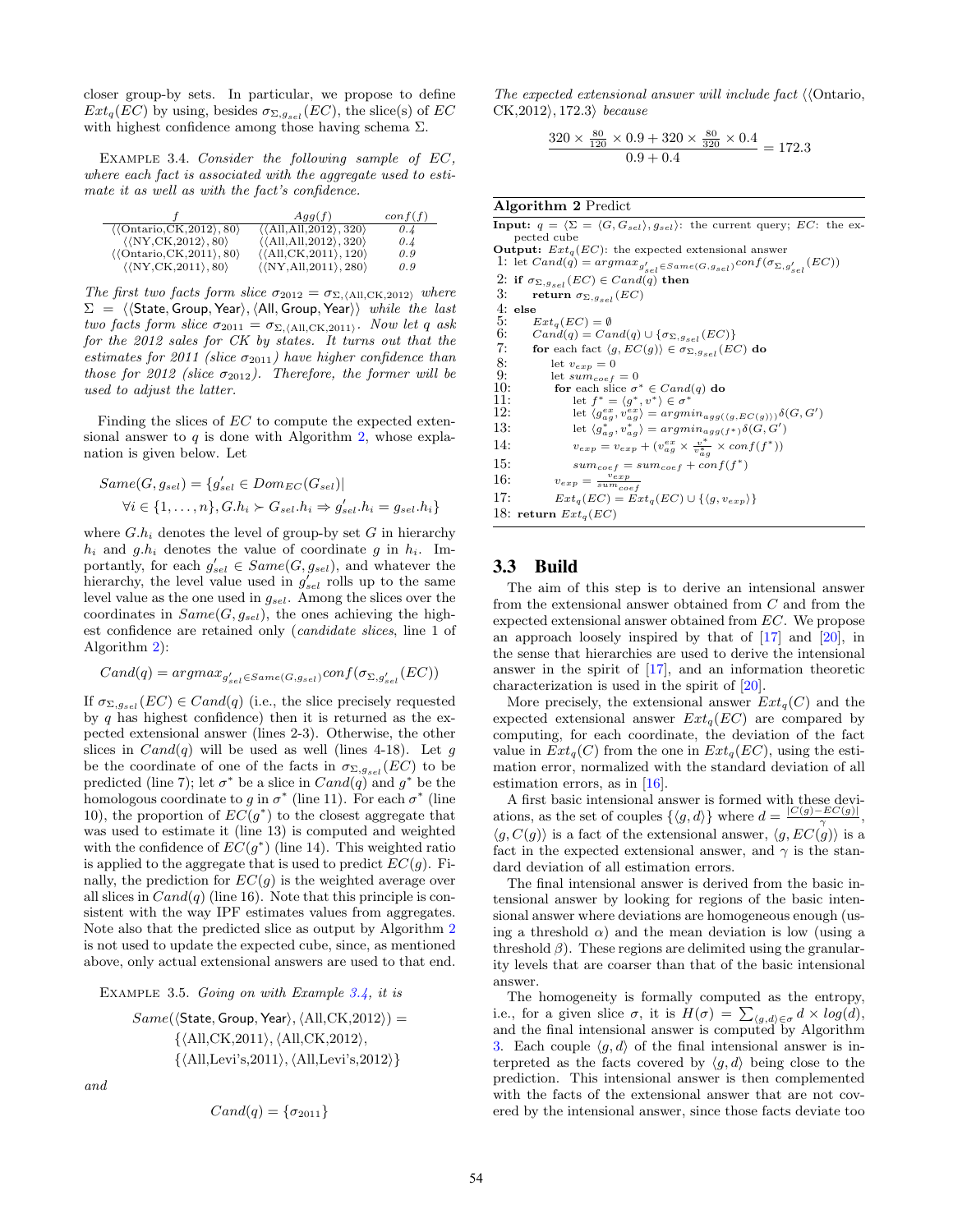closer group-by sets. In particular, we propose to define $Ext_q(EC)$ by using, besides $\sigma_{\Sigma,g_{sel}}(EC)$, the slice(s) of $EC$ with highest confidence among those having schema $\Sigma$.

Example 3.4. *Consider the following sample of EC, where each fact is associated with the aggregate used to estimate it as well as with the fact's confidence.*

| $f$ | $Agg(f)$ | $conf(f)$ |
|---|---|---|
| $\langle\langle$Ontario,CK,2012$\rangle$, 80$\rangle$ | $\langle\langle$All,All,2012$\rangle$, 320$\rangle$ | *0.4* |
| $\langle\langle$NY,CK,2012$\rangle$, 80$\rangle$ | $\langle\langle$All,All,2012$\rangle$, 320$\rangle$ | *0.4* |
| $\langle\langle$Ontario,CK,2011$\rangle$, 80$\rangle$ | $\langle\langle$All,CK,2011$\rangle$, 120$\rangle$ | *0.9* |
| $\langle\langle$NY,CK,2011$\rangle$, 80$\rangle$ | $\langle\langle$NY,All,2011$\rangle$, 280$\rangle$ | *0.9* |

*The first two facts form slice $\sigma_{2012} = \sigma_{\Sigma,\langle\text{All,CK,2012}\rangle}$ where $\Sigma = \langle\langle\mathsf{State, Group, Year}\rangle, \langle\mathsf{All, Group, Year}\rangle\rangle$ while the last two facts form slice $\sigma_{2011} = \sigma_{\Sigma,\langle\text{All,CK,2011}\rangle}$. Now let q ask for the 2012 sales for CK by states. It turns out that the estimates for 2011 (slice $\sigma_{2011}$) have higher confidence than those for 2012 (slice $\sigma_{2012}$). Therefore, the former will be used to adjust the latter.*

Finding the slices of $EC$ to compute the expected extensional answer to $q$ is done with Algorithm 2, whose explanation is given below. Let

$$Same(G, g_{sel}) = \{g'_{sel} \in Dom_{EC}(G_{sel})| \\ \forall i \in \{1, \dots, n\}, G.h_i \succ G_{sel}.h_i \Rightarrow g'_{sel}.h_i = g_{sel}.h_i\}$$

where $G.h_i$ denotes the level of group-by set $G$ in hierarchy $h_i$ and $g.h_i$ denotes the value of coordinate $g$ in $h_i$. Importantly, for each $g'_{sel} \in Same(G, g_{sel})$, and whatever the hierarchy, the level value used in $g'_{sel}$ rolls up to the same level value as the one used in $g_{sel}$. Among the slices over the coordinates in $Same(G, g_{sel})$, the ones achieving the highest confidence are retained only (*candidate slices*, line 1 of Algorithm 2):

$$Cand(q) = argmax_{g'_{sel} \in Same(G,g_{sel})} conf(\sigma_{\Sigma,g'_{sel}}(EC))$$

If $\sigma_{\Sigma,g_{sel}}(EC) \in Cand(q)$ (i.e., the slice precisely requested by $q$ has highest confidence) then it is returned as the expected extensional answer (lines 2-3). Otherwise, the other slices in $Cand(q)$ will be used as well (lines 4-18). Let $g$ be the coordinate of one of the facts in $\sigma_{\Sigma,g_{sel}}(EC)$ to be predicted (line 7); let $\sigma^*$ be a slice in $Cand(q)$ and $g^*$ be the homologous coordinate to $g$ in $\sigma^*$ (line 11). For each $\sigma^*$ (line 10), the proportion of $EC(g^*)$ to the closest aggregate that was used to estimate it (line 13) is computed and weighted with the confidence of $EC(g^*)$ (line 14). This weighted ratio is applied to the aggregate that is used to predict $EC(g)$. Finally, the prediction for $EC(g)$ is the weighted average over all slices in $Cand(q)$ (line 16). Note that this principle is consistent with the way IPF estimates values from aggregates. Note also that the predicted slice as output by Algorithm 2 is not used to update the expected cube, since, as mentioned above, only actual extensional answers are used to that end.

Example 3.5. *Going on with Example 3.4, it is*

$$Same(\langle\mathsf{State, Group, Year}\rangle, \langle\text{All,CK,2012}\rangle) = \\ \{\langle\text{All,CK,2011}\rangle, \langle\text{All,CK,2012}\rangle, \\ \{\langle\text{All,Levi's,2011}\rangle, \langle\text{All,Levi's,2012}\rangle\}$$

*and*

$$Cand(q) = \{\sigma_{2011}\}$$

*The expected extensional answer will include fact $\langle\langle$Ontario, CK,2012$\rangle$, 172.3$\rangle$ because*

$$\frac{320 \times \frac{80}{120} \times 0.9 + 320 \times \frac{80}{320} \times 0.4}{0.9 + 0.4} = 172.3$$

**Algorithm 2** Predict

**Input:** $q = \langle\Sigma = \langle G, G_{sel}\rangle, g_{sel}\rangle$: the current query; $EC$: the expected cube
**Output:** $Ext_q(EC)$: the expected extensional answer
1: let $Cand(q) = argmax_{g'_{sel} \in Same(G,g_{sel})} conf(\sigma_{\Sigma,g'_{sel}}(EC))$
2: **if** $\sigma_{\Sigma,g_{sel}}(EC) \in Cand(q)$ **then**
3: &nbsp;&nbsp;&nbsp;&nbsp;**return** $\sigma_{\Sigma,g_{sel}}(EC)$
4: **else**
5: &nbsp;&nbsp;&nbsp;&nbsp;$Ext_q(EC) = \emptyset$
6: &nbsp;&nbsp;&nbsp;&nbsp;$Cand(q) = Cand(q) \cup \{\sigma_{\Sigma,g_{sel}}(EC)\}$
7: &nbsp;&nbsp;&nbsp;&nbsp;**for** each fact $\langle g, EC(g)\rangle \in \sigma_{\Sigma,g_{sel}}(EC)$ **do**
8: &nbsp;&nbsp;&nbsp;&nbsp;&nbsp;&nbsp;&nbsp;&nbsp;let $v_{exp} = 0$
9: &nbsp;&nbsp;&nbsp;&nbsp;&nbsp;&nbsp;&nbsp;&nbsp;let $sum_{coef} = 0$
10: &nbsp;&nbsp;&nbsp;&nbsp;&nbsp;&nbsp;&nbsp;&nbsp;**for** each slice $\sigma^* \in Cand(q)$ **do**
11: &nbsp;&nbsp;&nbsp;&nbsp;&nbsp;&nbsp;&nbsp;&nbsp;&nbsp;&nbsp;&nbsp;&nbsp;let $f^* = \langle g^*, v^*\rangle \in \sigma^*$
12: &nbsp;&nbsp;&nbsp;&nbsp;&nbsp;&nbsp;&nbsp;&nbsp;&nbsp;&nbsp;&nbsp;&nbsp;let $\langle g^{ex}_{ag}, v^{ex}_{ag}\rangle = argmin_{agg(\langle g, EC(g)\rangle)} \delta(G, G')$
13: &nbsp;&nbsp;&nbsp;&nbsp;&nbsp;&nbsp;&nbsp;&nbsp;&nbsp;&nbsp;&nbsp;&nbsp;let $\langle g^*_{ag}, v^*_{ag}\rangle = argmin_{agg(f^*)} \delta(G, G')$
14: &nbsp;&nbsp;&nbsp;&nbsp;&nbsp;&nbsp;&nbsp;&nbsp;&nbsp;&nbsp;&nbsp;&nbsp;$v_{exp} = v_{exp} + (v^{ex}_{ag} \times \frac{v^*}{v^*_{ag}} \times conf(f^*))$
15: &nbsp;&nbsp;&nbsp;&nbsp;&nbsp;&nbsp;&nbsp;&nbsp;&nbsp;&nbsp;&nbsp;&nbsp;$sum_{coef} = sum_{coef} + conf(f^*)$
16: &nbsp;&nbsp;&nbsp;&nbsp;&nbsp;&nbsp;&nbsp;&nbsp;$v_{exp} = \frac{v_{exp}}{sum_{coef}}$
17: &nbsp;&nbsp;&nbsp;&nbsp;&nbsp;&nbsp;&nbsp;&nbsp;$Ext_q(EC) = Ext_q(EC) \cup \{\langle g, v_{exp}\rangle\}$
18: **return** $Ext_q(EC)$

## 3.3 Build

The aim of this step is to derive an intensional answer from the extensional answer obtained from $C$ and from the expected extensional answer obtained from $EC$. We propose an approach loosely inspired by that of [17] and [20], in the sense that hierarchies are used to derive the intensional answer in the spirit of [17], and an information theoretic characterization is used in the spirit of [20].

More precisely, the extensional answer $Ext_q(C)$ and the expected extensional answer $Ext_q(EC)$ are compared by computing, for each coordinate, the deviation of the fact value in $Ext_q(C)$ from the one in $Ext_q(EC)$, using the estimation error, normalized with the standard deviation of all estimation errors, as in [16].

A first basic intensional answer is formed with these deviations, as the set of couples $\{\langle g, d\rangle\}$ where $d = \frac{|C(g) - EC(g)|}{\gamma}$, $\langle g, C(g)\rangle$ is a fact of the extensional answer, $\langle g, EC(g)\rangle$ is a fact in the expected extensional answer, and $\gamma$ is the standard deviation of all estimation errors.

The final intensional answer is derived from the basic intensional answer by looking for regions of the basic intensional answer where deviations are homogeneous enough (using a threshold $\alpha$) and the mean deviation is low (using a threshold $\beta$). These regions are delimited using the granularity levels that are coarser than that of the basic intensional answer.

The homogeneity is formally computed as the entropy, i.e., for a given slice $\sigma$, it is $H(\sigma) = \sum_{\langle g,d\rangle \in \sigma} d \times log(d)$, and the final intensional answer is computed by Algorithm 3. Each couple $\langle g, d\rangle$ of the final intensional answer is interpreted as the facts covered by $\langle g, d\rangle$ being close to the prediction. This intensional answer is then complemented with the facts of the extensional answer that are not covered by the intensional answer, since those facts deviate too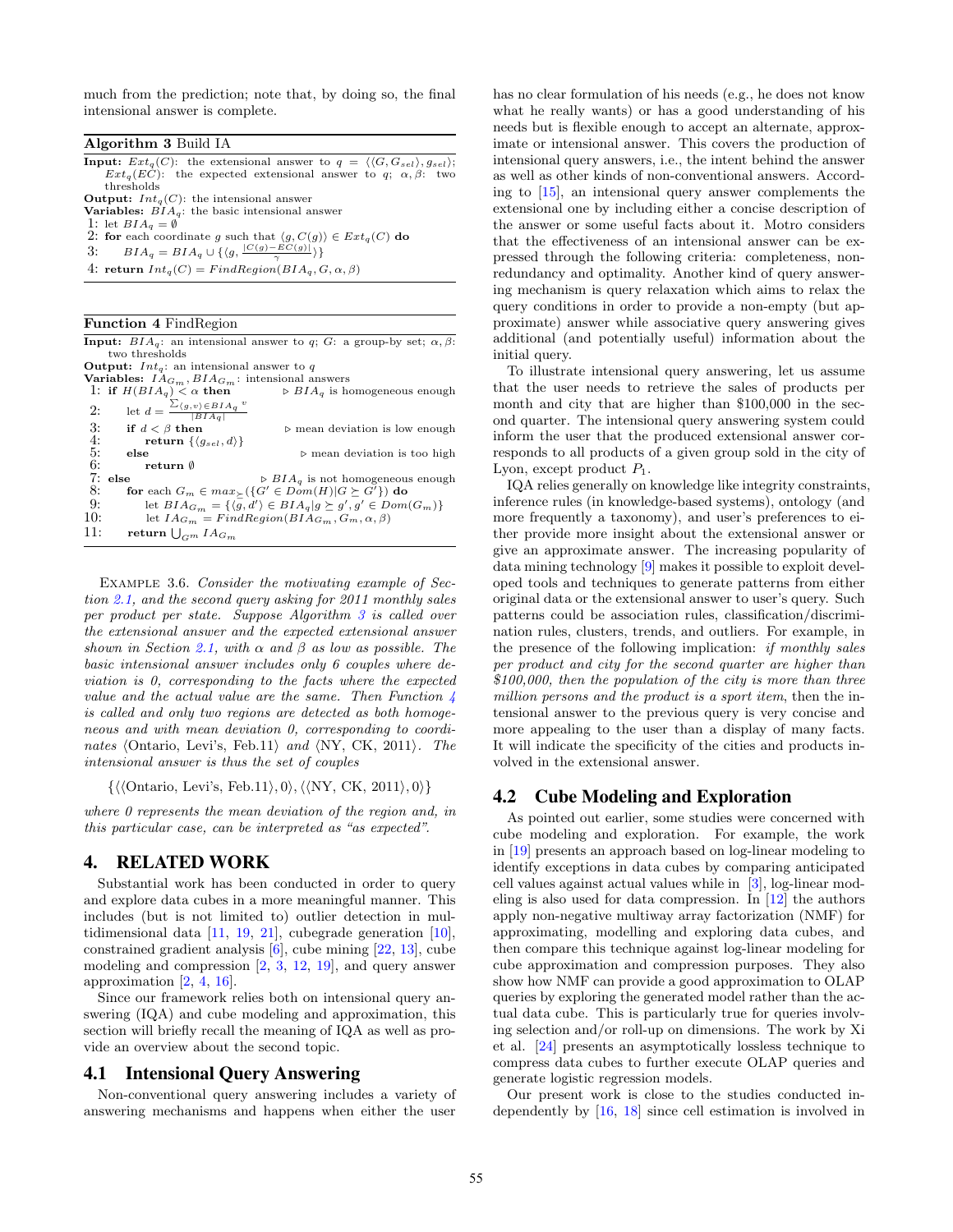much from the prediction; note that, by doing so, the final intensional answer is complete.

**Algorithm 3** Build IA

**Input:** $Ext_q(C)$: the extensional answer to $q = \langle\langle G, G_{sel}\rangle, g_{sel}\rangle$; $Ext_q(EC)$: the expected extensional answer to $q$; $\alpha, \beta$: two thresholds
**Output:** $Int_q(C)$: the intensional answer
**Variables:** $BIA_q$: the basic intensional answer

```
1: let BIA_q = ∅
2: for each coordinate g such that ⟨g, C(g)⟩ ∈ Ext_q(C) do
3:     BIA_q = BIA_q ∪ {⟨g, |C(g) − EC(g)| / γ⟩}
4: return Int_q(C) = FindRegion(BIA_q, G, α, β)
```

**Function 4** FindRegion

**Input:** $BIA_q$: an intensional answer to $q$; $G$: a group-by set; $\alpha, \beta$: two thresholds
**Output:** $Int_q$: an intensional answer to $q$
**Variables:** $IA_{G_m}, BIA_{G_m}$: intensional answers

```
1: if H(BIA_q) < α then                         ▷ BIA_q is homogeneous enough
2:     let d = (Σ_{⟨g,v⟩∈BIA_q} v) / |BIA_q|
3:     if d < β then                            ▷ mean deviation is low enough
4:         return {⟨g_sel, d⟩}
5:     else                                     ▷ mean deviation is too high
6:         return ∅
7: else                                         ▷ BIA_q is not homogeneous enough
8:     for each G_m ∈ max_⪰({G' ∈ Dom(H)|G ⪰ G'}) do
9:         let BIA_{G_m} = {⟨g, d'⟩ ∈ BIA_q|g ⪰ g', g' ∈ Dom(G_m)}
10:        let IA_{G_m} = FindRegion(BIA_{G_m}, G_m, α, β)
11:    return ⋃_{G_m} IA_{G_m}
```

Example 3.6. *Consider the motivating example of Section 2.1, and the second query asking for 2011 monthly sales per product per state. Suppose Algorithm 3 is called over the extensional answer and the expected extensional answer shown in Section 2.1, with $\alpha$ and $\beta$ as low as possible. The basic intensional answer includes only 6 couples where deviation is 0, corresponding to the facts where the expected value and the actual value are the same. Then Function 4 is called and only two regions are detected as both homogeneous and with mean deviation 0, corresponding to coordinates* ⟨Ontario, Levi's, Feb.11⟩ *and* ⟨NY, CK, 2011⟩. *The intensional answer is thus the set of couples*

$$\{\langle\langle\text{Ontario, Levi's, Feb.11}\rangle, 0\rangle, \langle\langle\text{NY, CK, 2011}\rangle, 0\rangle\}$$

*where 0 represents the mean deviation of the region and, in this particular case, can be interpreted as "as expected".*

## 4. RELATED WORK

Substantial work has been conducted in order to query and explore data cubes in a more meaningful manner. This includes (but is not limited to) outlier detection in multidimensional data [11, 19, 21], cubegrade generation [10], constrained gradient analysis [6], cube mining [22, 13], cube modeling and compression [2, 3, 12, 19], and query answer approximation [2, 4, 16].

Since our framework relies both on intensional query answering (IQA) and cube modeling and approximation, this section will briefly recall the meaning of IQA as well as provide an overview about the second topic.

### 4.1 Intensional Query Answering

Non-conventional query answering includes a variety of answering mechanisms and happens when either the user has no clear formulation of his needs (e.g., he does not know what he really wants) or has a good understanding of his needs but is flexible enough to accept an alternate, approximate or intensional answer. This covers the production of intensional query answers, i.e., the intent behind the answer as well as other kinds of non-conventional query answers. According to [15], an intensional query answer complements the extensional one by including either a concise description of the answer or some useful facts about it. Motro considers that the effectiveness of an intensional answer can be expressed through the following criteria: completeness, non-redundancy and optimality. Another kind of query answering mechanism is query relaxation which aims to relax the query conditions in order to provide a non-empty (but approximate) answer while associative query answering gives additional (and potentially useful) information about the initial query.

To illustrate intensional query answering, let us assume that the user needs to retrieve the sales of products per month and city that are higher than \$100,000 in the second quarter. The intensional query answering system could inform the user that the produced extensional answer corresponds to all products of a given group sold in the city of Lyon, except product $P_1$.

IQA relies generally on knowledge like integrity constraints, inference rules (in knowledge-based systems), ontology (and more frequently a taxonomy), and user's preferences to either provide more insight about the extensional answer or give an approximate answer. The increasing popularity of data mining technology [9] makes it possible to exploit developed tools and techniques to generate patterns from either original data or the extensional answer to user's query. Such patterns could be association rules, classification/discrimination rules, clusters, trends, and outliers. For example, in the presence of the following implication: *if monthly sales per product and city for the second quarter are higher than \$100,000, then the population of the city is more than three million persons and the product is a sport item*, then the intensional answer to the previous query is very concise and more appealing to the user than a display of many facts. It will indicate the specificity of the cities and products involved in the extensional answer.

### 4.2 Cube Modeling and Exploration

As pointed out earlier, some studies were concerned with cube modeling and exploration. For example, the work in [19] presents an approach based on log-linear modeling to identify exceptions in data cubes by comparing anticipated cell values against actual values while in [3], log-linear modeling is also used for data compression. In [12] the authors apply non-negative multiway array factorization (NMF) for approximating, modelling and exploring data cubes, and then compare this technique against log-linear modeling for cube approximation and compression purposes. They also show how NMF can provide a good approximation to OLAP queries by exploring the generated model rather than the actual data cube. This is particularly true for queries involving selection and/or roll-up on dimensions. The work by Xi et al. [24] presents an asymptotically lossless technique to compress data cubes to further execute OLAP queries and generate logistic regression models.

Our present work is close to the studies conducted independently by [16, 18] since cell estimation is involved in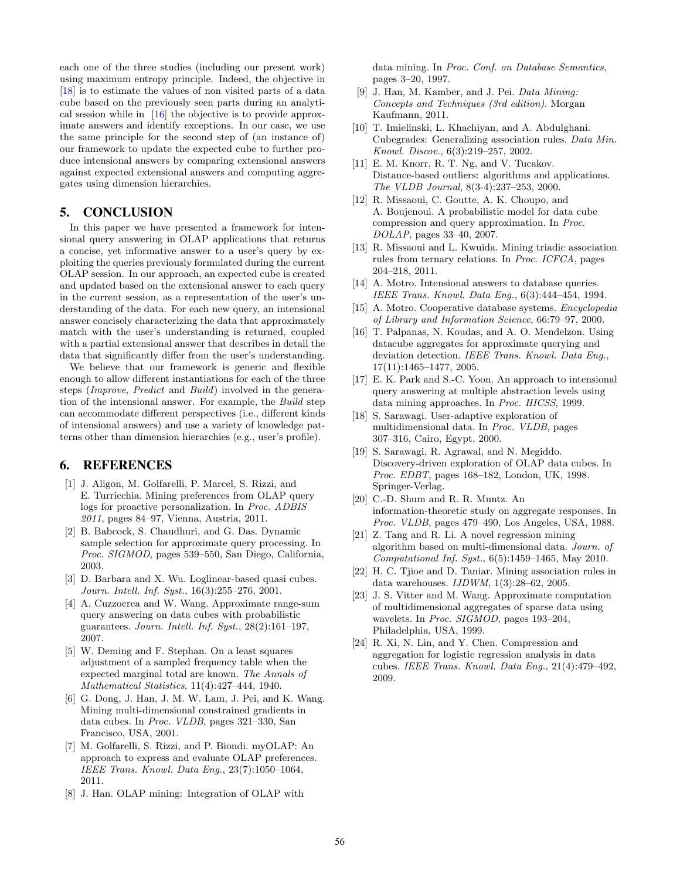each one of the three studies (including our present work) using maximum entropy principle. Indeed, the objective in [18] is to estimate the values of non visited parts of a data cube based on the previously seen parts during an analytical session while in [16] the objective is to provide approximate answers and identify exceptions. In our case, we use the same principle for the second step of (an instance of) our framework to update the expected cube to further produce intensional answers by comparing extensional answers against expected extensional answers and computing aggregates using dimension hierarchies.

## 5. CONCLUSION

In this paper we have presented a framework for intensional query answering in OLAP applications that returns a concise, yet informative answer to a user's query by exploiting the queries previously formulated during the current OLAP session. In our approach, an expected cube is created and updated based on the extensional answer to each query in the current session, as a representation of the user's understanding of the data. For each new query, an intensional answer concisely characterizing the data that approximately match with the user's understanding is returned, coupled with a partial extensional answer that describes in detail the data that significantly differ from the user's understanding.

We believe that our framework is generic and flexible enough to allow different instantiations for each of the three steps (*Improve*, *Predict* and *Build*) involved in the generation of the intensional answer. For example, the *Build* step can accommodate different perspectives (i.e., different kinds of intensional answers) and use a variety of knowledge patterns other than dimension hierarchies (e.g., user's profile).

## 6. REFERENCES

[1] J. Aligon, M. Golfarelli, P. Marcel, S. Rizzi, and E. Turricchia. Mining preferences from OLAP query logs for proactive personalization. In *Proc. ADBIS 2011*, pages 84–97, Vienna, Austria, 2011.

[2] B. Babcock, S. Chaudhuri, and G. Das. Dynamic sample selection for approximate query processing. In *Proc. SIGMOD*, pages 539–550, San Diego, California, 2003.

[3] D. Barbara and X. Wu. Loglinear-based quasi cubes. *Journ. Intell. Inf. Syst.*, 16(3):255–276, 2001.

[4] A. Cuzzocrea and W. Wang. Approximate range-sum query answering on data cubes with probabilistic guarantees. *Journ. Intell. Inf. Syst.*, 28(2):161–197, 2007.

[5] W. Deming and F. Stephan. On a least squares adjustment of a sampled frequency table when the expected marginal total are known. *The Annals of Mathematical Statistics*, 11(4):427–444, 1940.

[6] G. Dong, J. Han, J. M. W. Lam, J. Pei, and K. Wang. Mining multi-dimensional constrained gradients in data cubes. In *Proc. VLDB*, pages 321–330, San Francisco, USA, 2001.

[7] M. Golfarelli, S. Rizzi, and P. Biondi. myOLAP: An approach to express and evaluate OLAP preferences. *IEEE Trans. Knowl. Data Eng.*, 23(7):1050–1064, 2011.

[8] J. Han. OLAP mining: Integration of OLAP with data mining. In *Proc. Conf. on Database Semantics*, pages 3–20, 1997.

[9] J. Han, M. Kamber, and J. Pei. *Data Mining: Concepts and Techniques (3rd edition)*. Morgan Kaufmann, 2011.

[10] T. Imielinski, L. Khachiyan, and A. Abdulghani. Cubegrades: Generalizing association rules. *Data Min. Knowl. Discov.*, 6(3):219–257, 2002.

[11] E. M. Knorr, R. T. Ng, and V. Tucakov. Distance-based outliers: algorithms and applications. *The VLDB Journal*, 8(3-4):237–253, 2000.

[12] R. Missaoui, C. Goutte, A. K. Choupo, and A. Boujenoui. A probabilistic model for data cube compression and query approximation. In *Proc. DOLAP*, pages 33–40, 2007.

[13] R. Missaoui and L. Kwuida. Mining triadic association rules from ternary relations. In *Proc. ICFCA*, pages 204–218, 2011.

[14] A. Motro. Intensional answers to database queries. *IEEE Trans. Knowl. Data Eng.*, 6(3):444–454, 1994.

[15] A. Motro. Cooperative database systems. *Encyclopedia of Library and Information Science*, 66:79–97, 2000.

[16] T. Palpanas, N. Koudas, and A. O. Mendelzon. Using datacube aggregates for approximate querying and deviation detection. *IEEE Trans. Knowl. Data Eng.*, 17(11):1465–1477, 2005.

[17] E. K. Park and S.-C. Yoon. An approach to intensional query answering at multiple abstraction levels using data mining approaches. In *Proc. HICSS*, 1999.

[18] S. Sarawagi. User-adaptive exploration of multidimensional data. In *Proc. VLDB*, pages 307–316, Cairo, Egypt, 2000.

[19] S. Sarawagi, R. Agrawal, and N. Megiddo. Discovery-driven exploration of OLAP data cubes. In *Proc. EDBT*, pages 168–182, London, UK, 1998. Springer-Verlag.

[20] C.-D. Shum and R. R. Muntz. An information-theoretic study on aggregate responses. In *Proc. VLDB*, pages 479–490, Los Angeles, USA, 1988.

[21] Z. Tang and R. Li. A novel regression mining algorithm based on multi-dimensional data. *Journ. of Computational Inf. Syst.*, 6(5):1459–1465, May 2010.

[22] H. C. Tjioe and D. Taniar. Mining association rules in data warehouses. *IJDWM*, 1(3):28–62, 2005.

[23] J. S. Vitter and M. Wang. Approximate computation of multidimensional aggregates of sparse data using wavelets. In *Proc. SIGMOD*, pages 193–204, Philadelphia, USA, 1999.

[24] R. Xi, N. Lin, and Y. Chen. Compression and aggregation for logistic regression analysis in data cubes. *IEEE Trans. Knowl. Data Eng.*, 21(4):479–492, 2009.